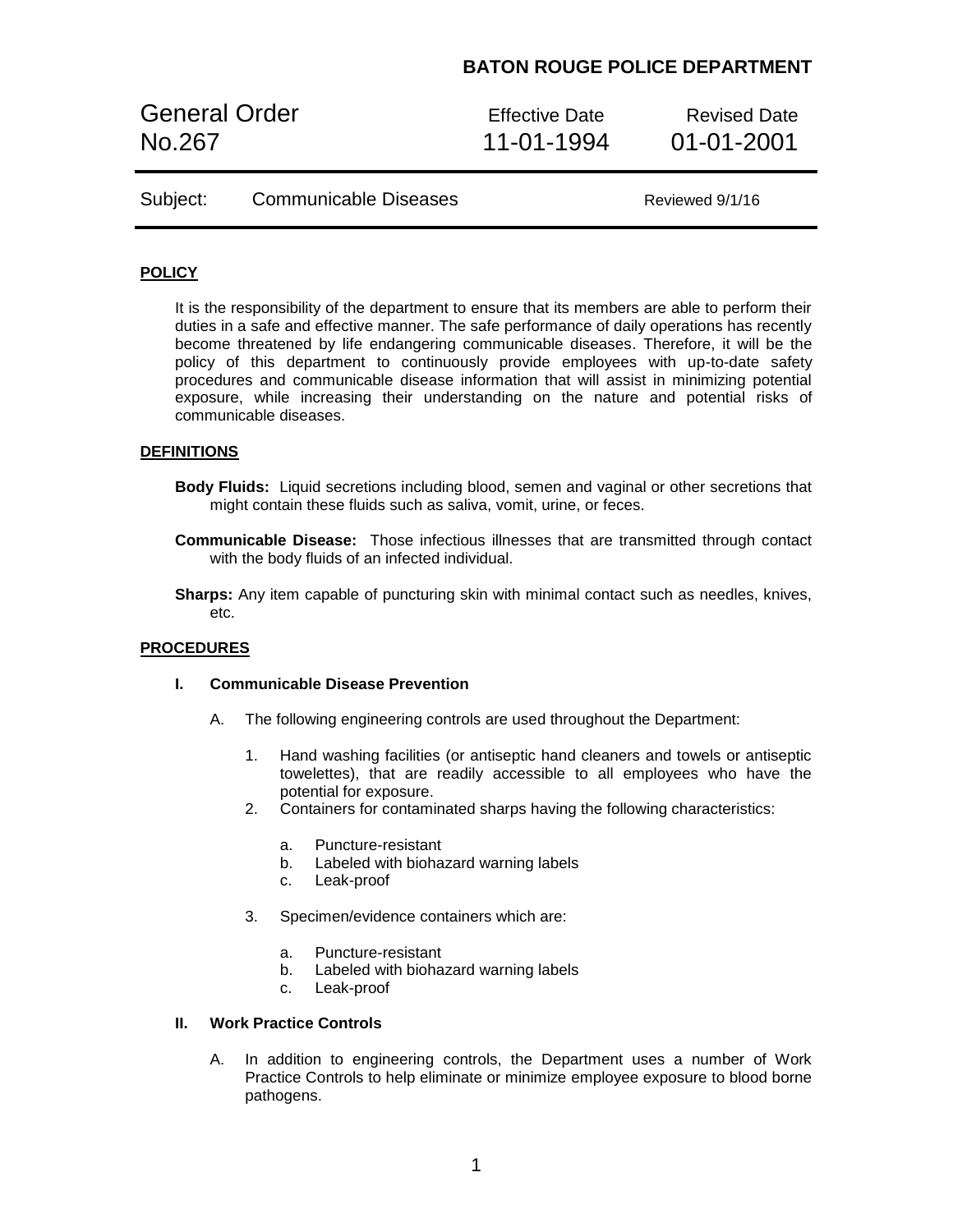**BATON ROUGE POLICE DEPARTMENT**

| General Order No.267 | Effective Date 11-01-1994 | Revised Date 01-01-2001 |
|---|---|---|
| Subject: Communicable Diseases | | Reviewed 9/1/16 |

## POLICY

It is the responsibility of the department to ensure that its members are able to perform their duties in a safe and effective manner. The safe performance of daily operations has recently become threatened by life endangering communicable diseases. Therefore, it will be the policy of this department to continuously provide employees with up-to-date safety procedures and communicable disease information that will assist in minimizing potential exposure, while increasing their understanding on the nature and potential risks of communicable diseases.

## DEFINITIONS

**Body Fluids:** Liquid secretions including blood, semen and vaginal or other secretions that might contain these fluids such as saliva, vomit, urine, or feces.

**Communicable Disease:** Those infectious illnesses that are transmitted through contact with the body fluids of an infected individual.

**Sharps:** Any item capable of puncturing skin with minimal contact such as needles, knives, etc.

## PROCEDURES

### I. Communicable Disease Prevention

A. The following engineering controls are used throughout the Department:

1. Hand washing facilities (or antiseptic hand cleaners and towels or antiseptic towelettes), that are readily accessible to all employees who have the potential for exposure.
2. Containers for contaminated sharps having the following characteristics:
   a. Puncture-resistant
   b. Labeled with biohazard warning labels
   c. Leak-proof
3. Specimen/evidence containers which are:
   a. Puncture-resistant
   b. Labeled with biohazard warning labels
   c. Leak-proof

### II. Work Practice Controls

A. In addition to engineering controls, the Department uses a number of Work Practice Controls to help eliminate or minimize employee exposure to blood borne pathogens.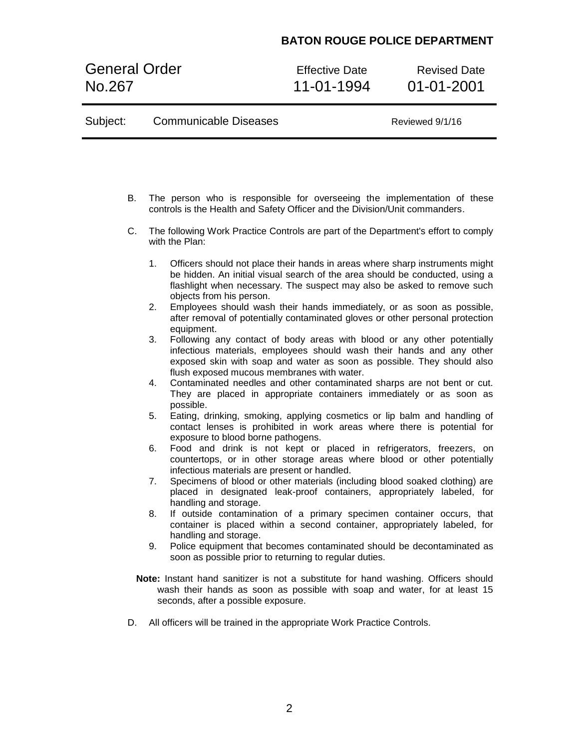B. The person who is responsible for overseeing the implementation of these controls is the Health and Safety Officer and the Division/Unit commanders.

C. The following Work Practice Controls are part of the Department's effort to comply with the Plan:

   1. Officers should not place their hands in areas where sharp instruments might be hidden. An initial visual search of the area should be conducted, using a flashlight when necessary. The suspect may also be asked to remove such objects from his person.
   2. Employees should wash their hands immediately, or as soon as possible, after removal of potentially contaminated gloves or other personal protection equipment.
   3. Following any contact of body areas with blood or any other potentially infectious materials, employees should wash their hands and any other exposed skin with soap and water as soon as possible. They should also flush exposed mucous membranes with water.
   4. Contaminated needles and other contaminated sharps are not bent or cut. They are placed in appropriate containers immediately or as soon as possible.
   5. Eating, drinking, smoking, applying cosmetics or lip balm and handling of contact lenses is prohibited in work areas where there is potential for exposure to blood borne pathogens.
   6. Food and drink is not kept or placed in refrigerators, freezers, on countertops, or in other storage areas where blood or other potentially infectious materials are present or handled.
   7. Specimens of blood or other materials (including blood soaked clothing) are placed in designated leak-proof containers, appropriately labeled, for handling and storage.
   8. If outside contamination of a primary specimen container occurs, that container is placed within a second container, appropriately labeled, for handling and storage.
   9. Police equipment that becomes contaminated should be decontaminated as soon as possible prior to returning to regular duties.

   **Note:** Instant hand sanitizer is not a substitute for hand washing. Officers should wash their hands as soon as possible with soap and water, for at least 15 seconds, after a possible exposure.

D. All officers will be trained in the appropriate Work Practice Controls.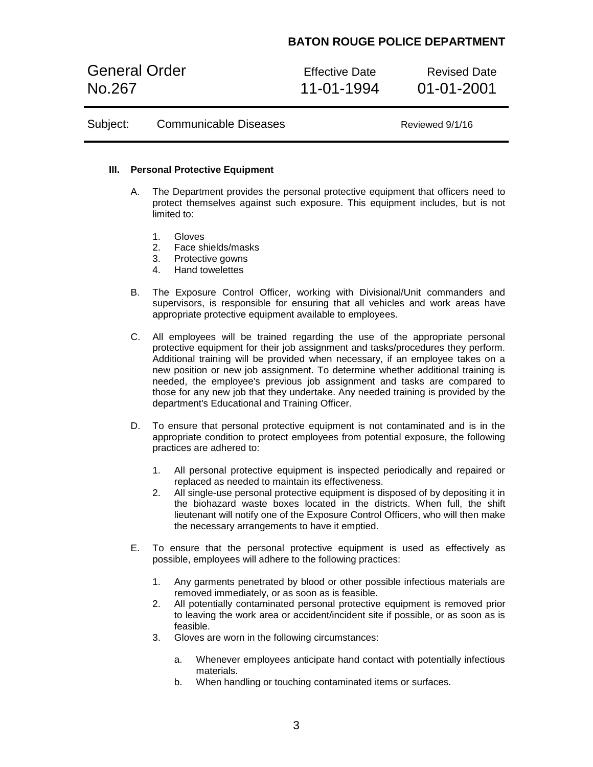### III. Personal Protective Equipment

A. The Department provides the personal protective equipment that officers need to protect themselves against such exposure. This equipment includes, but is not limited to:

1. Gloves
2. Face shields/masks
3. Protective gowns
4. Hand towelettes

B. The Exposure Control Officer, working with Divisional/Unit commanders and supervisors, is responsible for ensuring that all vehicles and work areas have appropriate protective equipment available to employees.

C. All employees will be trained regarding the use of the appropriate personal protective equipment for their job assignment and tasks/procedures they perform. Additional training will be provided when necessary, if an employee takes on a new position or new job assignment. To determine whether additional training is needed, the employee's previous job assignment and tasks are compared to those for any new job that they undertake. Any needed training is provided by the department's Educational and Training Officer.

D. To ensure that personal protective equipment is not contaminated and is in the appropriate condition to protect employees from potential exposure, the following practices are adhered to:

1. All personal protective equipment is inspected periodically and repaired or replaced as needed to maintain its effectiveness.
2. All single-use personal protective equipment is disposed of by depositing it in the biohazard waste boxes located in the districts. When full, the shift lieutenant will notify one of the Exposure Control Officers, who will then make the necessary arrangements to have it emptied.

E. To ensure that the personal protective equipment is used as effectively as possible, employees will adhere to the following practices:

1. Any garments penetrated by blood or other possible infectious materials are removed immediately, or as soon as is feasible.
2. All potentially contaminated personal protective equipment is removed prior to leaving the work area or accident/incident site if possible, or as soon as is feasible.
3. Gloves are worn in the following circumstances:
   a. Whenever employees anticipate hand contact with potentially infectious materials.
   b. When handling or touching contaminated items or surfaces.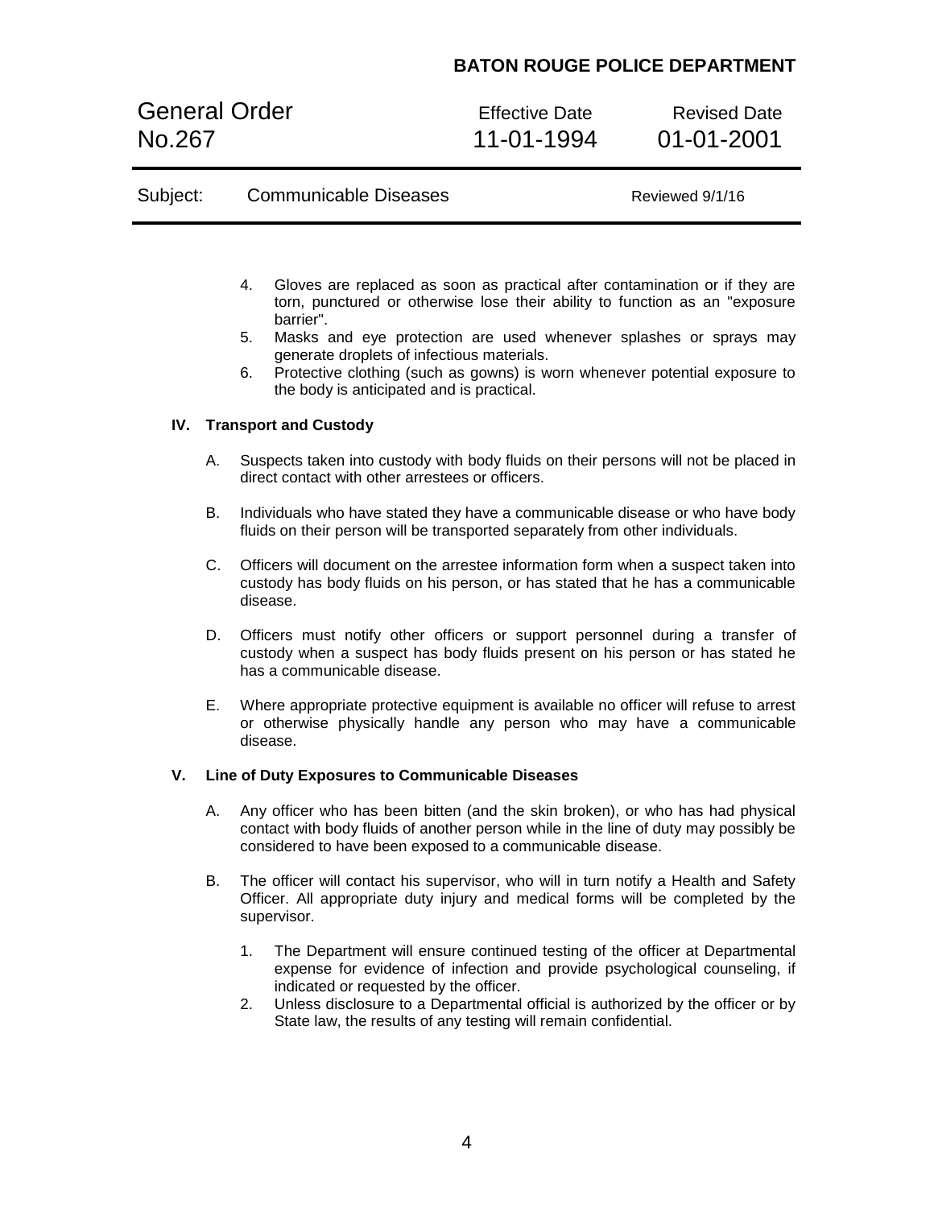4. Gloves are replaced as soon as practical after contamination or if they are torn, punctured or otherwise lose their ability to function as an "exposure barrier".
5. Masks and eye protection are used whenever splashes or sprays may generate droplets of infectious materials.
6. Protective clothing (such as gowns) is worn whenever potential exposure to the body is anticipated and is practical.

## IV. Transport and Custody

A. Suspects taken into custody with body fluids on their persons will not be placed in direct contact with other arrestees or officers.

B. Individuals who have stated they have a communicable disease or who have body fluids on their person will be transported separately from other individuals.

C. Officers will document on the arrestee information form when a suspect taken into custody has body fluids on his person, or has stated that he has a communicable disease.

D. Officers must notify other officers or support personnel during a transfer of custody when a suspect has body fluids present on his person or has stated he has a communicable disease.

E. Where appropriate protective equipment is available no officer will refuse to arrest or otherwise physically handle any person who may have a communicable disease.

## V. Line of Duty Exposures to Communicable Diseases

A. Any officer who has been bitten (and the skin broken), or who has had physical contact with body fluids of another person while in the line of duty may possibly be considered to have been exposed to a communicable disease.

B. The officer will contact his supervisor, who will in turn notify a Health and Safety Officer. All appropriate duty injury and medical forms will be completed by the supervisor.

1. The Department will ensure continued testing of the officer at Departmental expense for evidence of infection and provide psychological counseling, if indicated or requested by the officer.
2. Unless disclosure to a Departmental official is authorized by the officer or by State law, the results of any testing will remain confidential.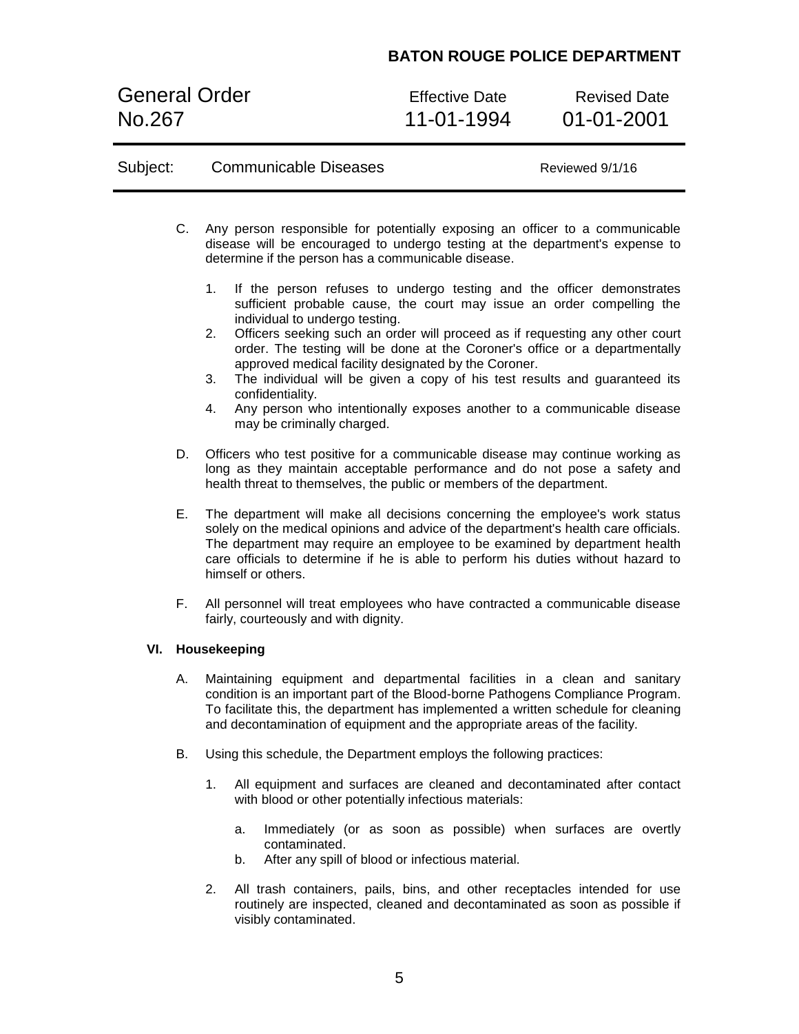C. Any person responsible for potentially exposing an officer to a communicable disease will be encouraged to undergo testing at the department's expense to determine if the person has a communicable disease.

   1. If the person refuses to undergo testing and the officer demonstrates sufficient probable cause, the court may issue an order compelling the individual to undergo testing.
   2. Officers seeking such an order will proceed as if requesting any other court order. The testing will be done at the Coroner's office or a departmentally approved medical facility designated by the Coroner.
   3. The individual will be given a copy of his test results and guaranteed its confidentiality.
   4. Any person who intentionally exposes another to a communicable disease may be criminally charged.

D. Officers who test positive for a communicable disease may continue working as long as they maintain acceptable performance and do not pose a safety and health threat to themselves, the public or members of the department.

E. The department will make all decisions concerning the employee's work status solely on the medical opinions and advice of the department's health care officials. The department may require an employee to be examined by department health care officials to determine if he is able to perform his duties without hazard to himself or others.

F. All personnel will treat employees who have contracted a communicable disease fairly, courteously and with dignity.

**VI. Housekeeping**

A. Maintaining equipment and departmental facilities in a clean and sanitary condition is an important part of the Blood-borne Pathogens Compliance Program. To facilitate this, the department has implemented a written schedule for cleaning and decontamination of equipment and the appropriate areas of the facility.

B. Using this schedule, the Department employs the following practices:

   1. All equipment and surfaces are cleaned and decontaminated after contact with blood or other potentially infectious materials:

      a. Immediately (or as soon as possible) when surfaces are overtly contaminated.
      b. After any spill of blood or infectious material.

   2. All trash containers, pails, bins, and other receptacles intended for use routinely are inspected, cleaned and decontaminated as soon as possible if visibly contaminated.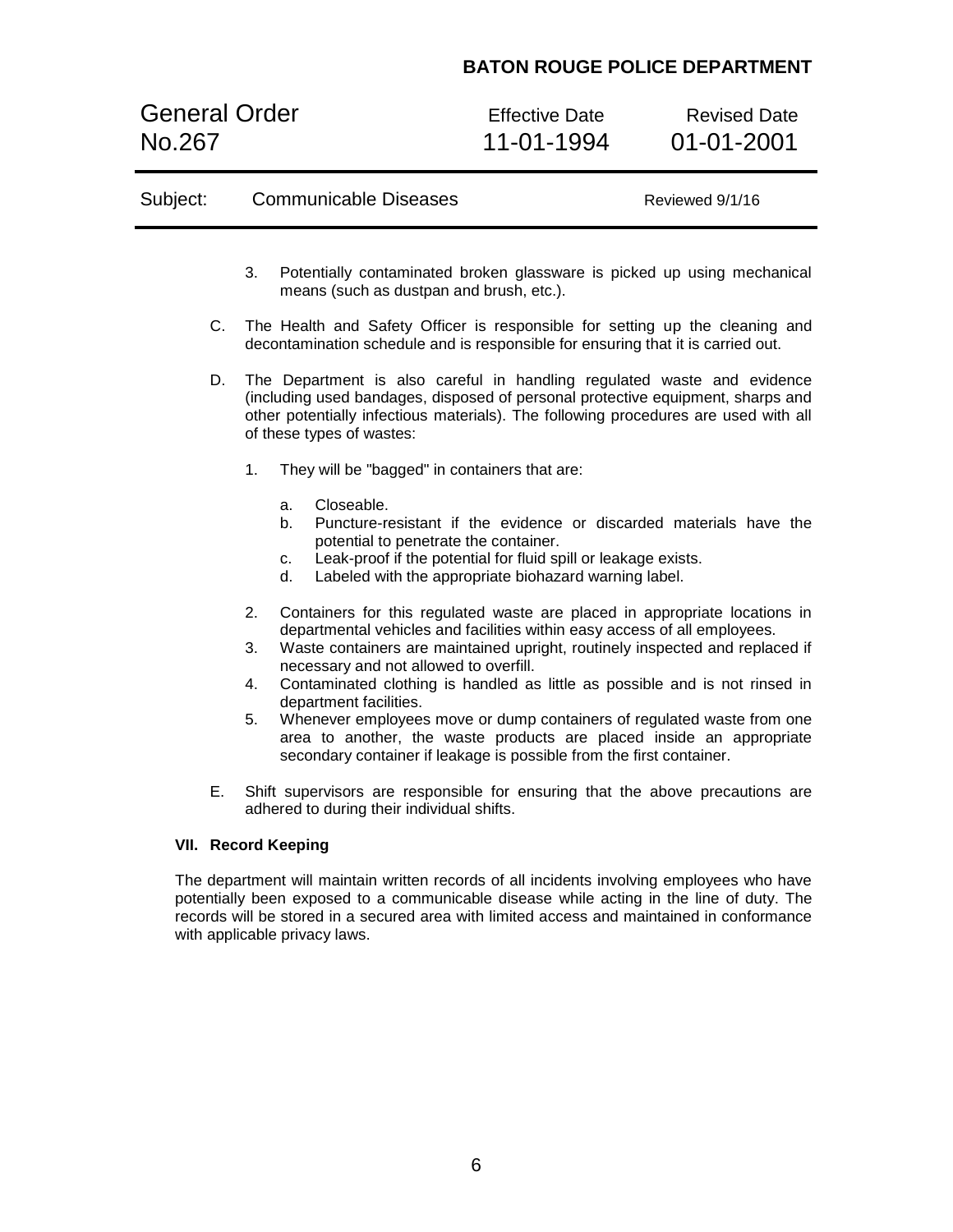3. Potentially contaminated broken glassware is picked up using mechanical means (such as dustpan and brush, etc.).

C. The Health and Safety Officer is responsible for setting up the cleaning and decontamination schedule and is responsible for ensuring that it is carried out.

D. The Department is also careful in handling regulated waste and evidence (including used bandages, disposed of personal protective equipment, sharps and other potentially infectious materials). The following procedures are used with all of these types of wastes:

1. They will be "bagged" in containers that are:

   a. Closeable.
   b. Puncture-resistant if the evidence or discarded materials have the potential to penetrate the container.
   c. Leak-proof if the potential for fluid spill or leakage exists.
   d. Labeled with the appropriate biohazard warning label.

2. Containers for this regulated waste are placed in appropriate locations in departmental vehicles and facilities within easy access of all employees.
3. Waste containers are maintained upright, routinely inspected and replaced if necessary and not allowed to overfill.
4. Contaminated clothing is handled as little as possible and is not rinsed in department facilities.
5. Whenever employees move or dump containers of regulated waste from one area to another, the waste products are placed inside an appropriate secondary container if leakage is possible from the first container.

E. Shift supervisors are responsible for ensuring that the above precautions are adhered to during their individual shifts.

**VII. Record Keeping**

The department will maintain written records of all incidents involving employees who have potentially been exposed to a communicable disease while acting in the line of duty. The records will be stored in a secured area with limited access and maintained in conformance with applicable privacy laws.